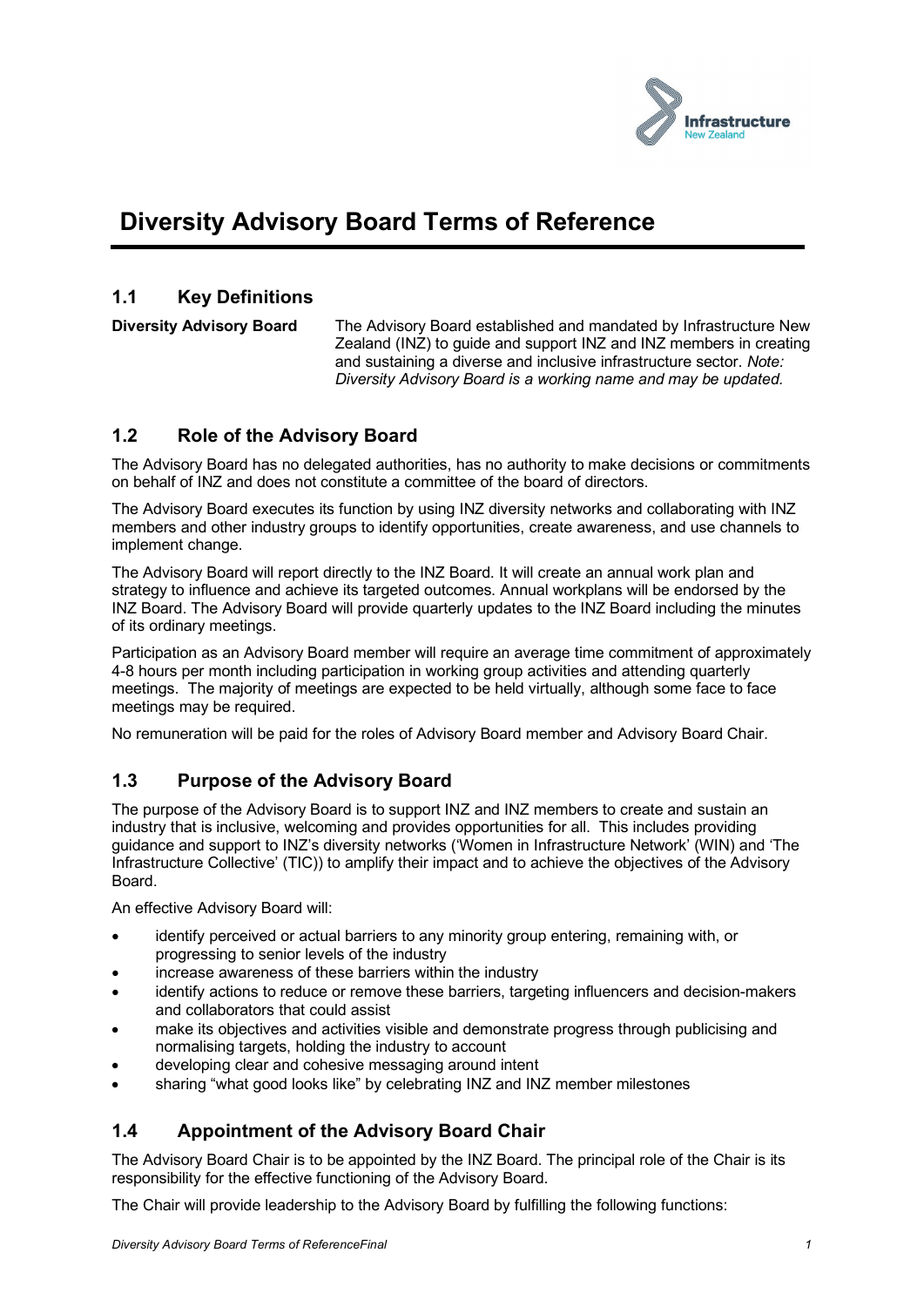# Diversity Advisory Board Terms of Reference

## 1.1 Key Definitions

**Diversity Advisory Board** The Advisory Board established and mandated by Infrastructure New Zealand (INZ) to guide and support INZ and INZ members in creating and sustaining a diverse and inclusive infrastructure sector. *Note: Diversity Advisory Board is a working name and may be updated.*

## 1.2 Role of the Advisory Board

The Advisory Board has no delegated authorities, has no authority to make decisions or commitments on behalf of INZ and does not constitute a committee of the board of directors.

The Advisory Board executes its function by using INZ diversity networks and collaborating with INZ members and other industry groups to identify opportunities, create awareness, and use channels to implement change.

The Advisory Board will report directly to the INZ Board. It will create an annual work plan and strategy to influence and achieve its targeted outcomes. Annual workplans will be endorsed by the INZ Board. The Advisory Board will provide quarterly updates to the INZ Board including the minutes of its ordinary meetings.

Participation as an Advisory Board member will require an average time commitment of approximately 4-8 hours per month including participation in working group activities and attending quarterly meetings. The majority of meetings are expected to be held virtually, although some face to face meetings may be required.

No remuneration will be paid for the roles of Advisory Board member and Advisory Board Chair.

## 1.3 Purpose of the Advisory Board

The purpose of the Advisory Board is to support INZ and INZ members to create and sustain an industry that is inclusive, welcoming and provides opportunities for all. This includes providing guidance and support to INZ's diversity networks ('Women in Infrastructure Network' (WIN) and 'The Infrastructure Collective' (TIC)) to amplify their impact and to achieve the objectives of the Advisory Board.

An effective Advisory Board will:

- identify perceived or actual barriers to any minority group entering, remaining with, or progressing to senior levels of the industry
- increase awareness of these barriers within the industry
- identify actions to reduce or remove these barriers, targeting influencers and decision-makers and collaborators that could assist
- make its objectives and activities visible and demonstrate progress through publicising and normalising targets, holding the industry to account
- developing clear and cohesive messaging around intent
- sharing "what good looks like" by celebrating INZ and INZ member milestones

## 1.4 Appointment of the Advisory Board Chair

The Advisory Board Chair is to be appointed by the INZ Board. The principal role of the Chair is its responsibility for the effective functioning of the Advisory Board.

The Chair will provide leadership to the Advisory Board by fulfilling the following functions: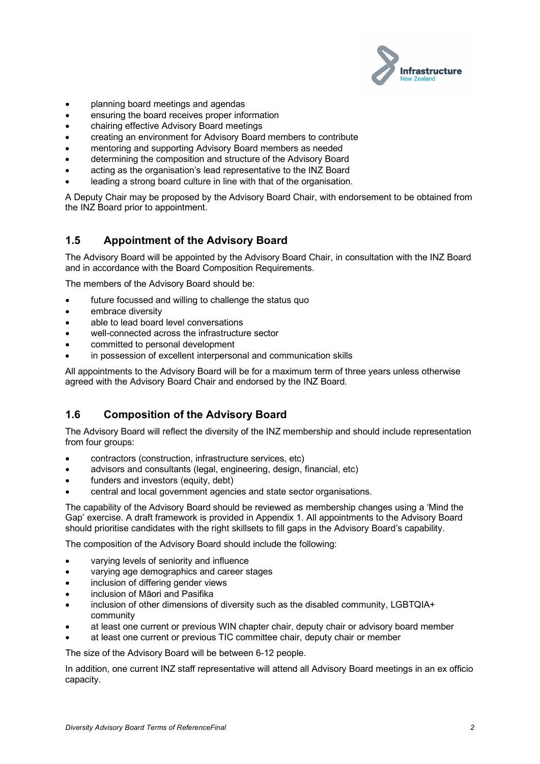- planning board meetings and agendas
- ensuring the board receives proper information
- chairing effective Advisory Board meetings
- creating an environment for Advisory Board members to contribute
- mentoring and supporting Advisory Board members as needed
- determining the composition and structure of the Advisory Board
- acting as the organisation's lead representative to the INZ Board
- leading a strong board culture in line with that of the organisation.

A Deputy Chair may be proposed by the Advisory Board Chair, with endorsement to be obtained from the INZ Board prior to appointment.

## 1.5 Appointment of the Advisory Board

The Advisory Board will be appointed by the Advisory Board Chair, in consultation with the INZ Board and in accordance with the Board Composition Requirements.

The members of the Advisory Board should be:

- future focussed and willing to challenge the status quo
- embrace diversity
- able to lead board level conversations
- well-connected across the infrastructure sector
- committed to personal development
- in possession of excellent interpersonal and communication skills

All appointments to the Advisory Board will be for a maximum term of three years unless otherwise agreed with the Advisory Board Chair and endorsed by the INZ Board.

## 1.6 Composition of the Advisory Board

The Advisory Board will reflect the diversity of the INZ membership and should include representation from four groups:

- contractors (construction, infrastructure services, etc)
- advisors and consultants (legal, engineering, design, financial, etc)
- funders and investors (equity, debt)
- central and local government agencies and state sector organisations.

The capability of the Advisory Board should be reviewed as membership changes using a 'Mind the Gap' exercise. A draft framework is provided in Appendix 1. All appointments to the Advisory Board should prioritise candidates with the right skillsets to fill gaps in the Advisory Board's capability.

The composition of the Advisory Board should include the following:

- varying levels of seniority and influence
- varying age demographics and career stages
- inclusion of differing gender views
- inclusion of Māori and Pasifika
- inclusion of other dimensions of diversity such as the disabled community, LGBTQIA+ community
- at least one current or previous WIN chapter chair, deputy chair or advisory board member
- at least one current or previous TIC committee chair, deputy chair or member

The size of the Advisory Board will be between 6-12 people.

In addition, one current INZ staff representative will attend all Advisory Board meetings in an ex officio capacity.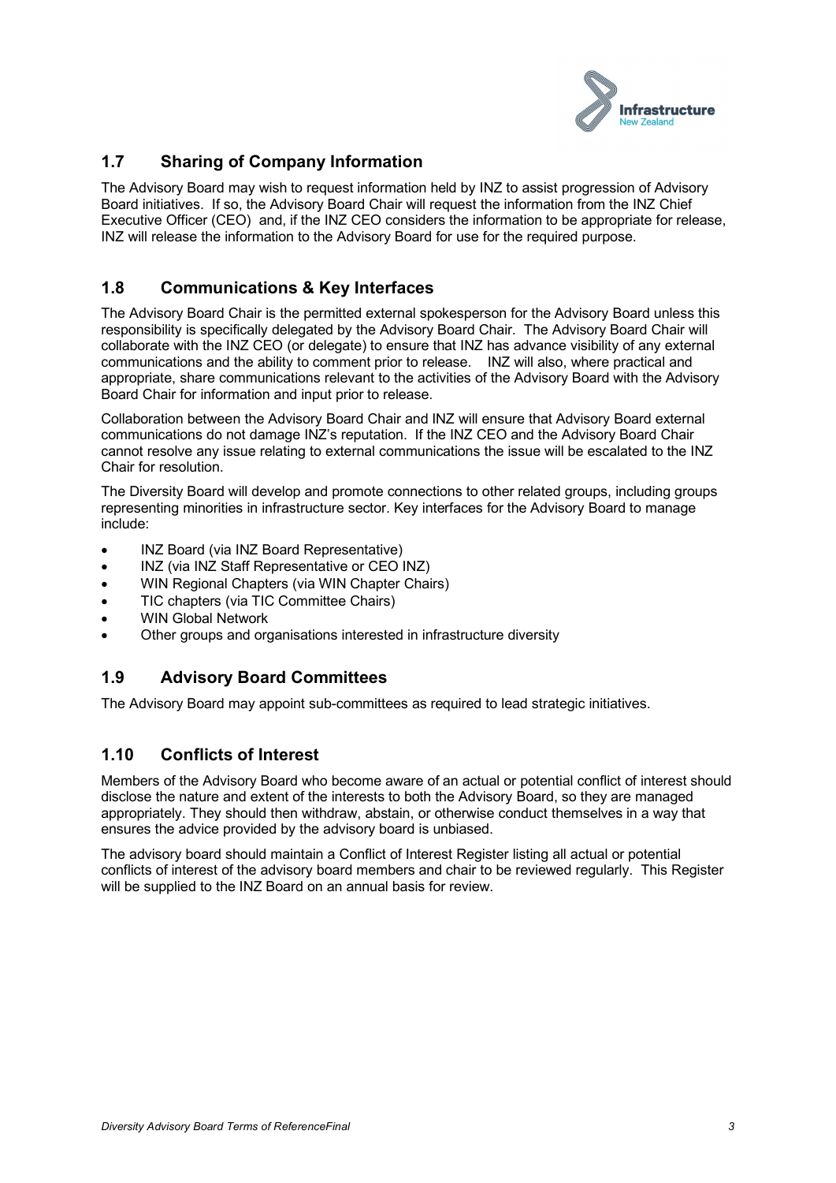## 1.7 Sharing of Company Information

The Advisory Board may wish to request information held by INZ to assist progression of Advisory Board initiatives. If so, the Advisory Board Chair will request the information from the INZ Chief Executive Officer (CEO) and, if the INZ CEO considers the information to be appropriate for release, INZ will release the information to the Advisory Board for use for the required purpose.

## 1.8 Communications & Key Interfaces

The Advisory Board Chair is the permitted external spokesperson for the Advisory Board unless this responsibility is specifically delegated by the Advisory Board Chair. The Advisory Board Chair will collaborate with the INZ CEO (or delegate) to ensure that INZ has advance visibility of any external communications and the ability to comment prior to release. INZ will also, where practical and appropriate, share communications relevant to the activities of the Advisory Board with the Advisory Board Chair for information and input prior to release.

Collaboration between the Advisory Board Chair and INZ will ensure that Advisory Board external communications do not damage INZ's reputation. If the INZ CEO and the Advisory Board Chair cannot resolve any issue relating to external communications the issue will be escalated to the INZ Chair for resolution.

The Diversity Board will develop and promote connections to other related groups, including groups representing minorities in infrastructure sector. Key interfaces for the Advisory Board to manage include:

- INZ Board (via INZ Board Representative)
- INZ (via INZ Staff Representative or CEO INZ)
- WIN Regional Chapters (via WIN Chapter Chairs)
- TIC chapters (via TIC Committee Chairs)
- WIN Global Network
- Other groups and organisations interested in infrastructure diversity

## 1.9 Advisory Board Committees

The Advisory Board may appoint sub-committees as required to lead strategic initiatives.

## 1.10 Conflicts of Interest

Members of the Advisory Board who become aware of an actual or potential conflict of interest should disclose the nature and extent of the interests to both the Advisory Board, so they are managed appropriately. They should then withdraw, abstain, or otherwise conduct themselves in a way that ensures the advice provided by the advisory board is unbiased.

The advisory board should maintain a Conflict of Interest Register listing all actual or potential conflicts of interest of the advisory board members and chair to be reviewed regularly. This Register will be supplied to the INZ Board on an annual basis for review.